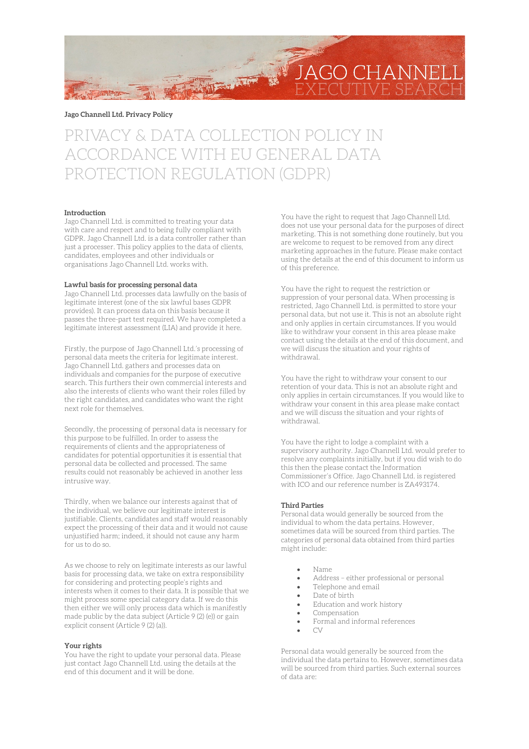JAGO CHANNELL
EXECUTIVE SEARCH

**Jago Channell Ltd. Privacy Policy**

# PRIVACY & DATA COLLECTION POLICY IN ACCORDANCE WITH EU GENERAL DATA PROTECTION REGULATION (GDPR)

**Introduction**
Jago Channell Ltd. is committed to treating your data with care and respect and to being fully compliant with GDPR. Jago Channell Ltd. is a data controller rather than just a processer. This policy applies to the data of clients, candidates, employees and other individuals or organisations Jago Channell Ltd. works with.

**Lawful basis for processing personal data**
Jago Channell Ltd. processes data lawfully on the basis of legitimate interest (one of the six lawful bases GDPR provides). It can process data on this basis because it passes the three-part test required. We have completed a legitimate interest assessment (LIA) and provide it here.

Firstly, the purpose of Jago Channell Ltd.'s processing of personal data meets the criteria for legitimate interest. Jago Channell Ltd. gathers and processes data on individuals and companies for the purpose of executive search. This furthers their own commercial interests and also the interests of clients who want their roles filled by the right candidates, and candidates who want the right next role for themselves.

Secondly, the processing of personal data is necessary for this purpose to be fulfilled. In order to assess the requirements of clients and the appropriateness of candidates for potential opportunities it is essential that personal data be collected and processed. The same results could not reasonably be achieved in another less intrusive way.

Thirdly, when we balance our interests against that of the individual, we believe our legitimate interest is justifiable. Clients, candidates and staff would reasonably expect the processing of their data and it would not cause unjustified harm; indeed, it should not cause any harm for us to do so.

As we choose to rely on legitimate interests as our lawful basis for processing data, we take on extra responsibility for considering and protecting people's rights and interests when it comes to their data. It is possible that we might process some special category data. If we do this then either we will only process data which is manifestly made public by the data subject (Article 9 (2) (e)) or gain explicit consent (Article 9 (2) (a)).

**Your rights**
You have the right to update your personal data. Please just contact Jago Channell Ltd. using the details at the end of this document and it will be done.

You have the right to request that Jago Channell Ltd. does not use your personal data for the purposes of direct marketing. This is not something done routinely, but you are welcome to request to be removed from any direct marketing approaches in the future. Please make contact using the details at the end of this document to inform us of this preference.

You have the right to request the restriction or suppression of your personal data. When processing is restricted, Jago Channell Ltd. is permitted to store your personal data, but not use it. This is not an absolute right and only applies in certain circumstances. If you would like to withdraw your consent in this area please make contact using the details at the end of this document, and we will discuss the situation and your rights of withdrawal.

You have the right to withdraw your consent to our retention of your data. This is not an absolute right and only applies in certain circumstances. If you would like to withdraw your consent in this area please make contact and we will discuss the situation and your rights of withdrawal.

You have the right to lodge a complaint with a supervisory authority. Jago Channell Ltd. would prefer to resolve any complaints initially, but if you did wish to do this then the please contact the Information Commissioner's Office. Jago Channell Ltd. is registered with ICO and our reference number is ZA493174.

**Third Parties**
Personal data would generally be sourced from the individual to whom the data pertains. However, sometimes data will be sourced from third parties. The categories of personal data obtained from third parties might include:

- Name
- Address – either professional or personal
- Telephone and email
- Date of birth
- Education and work history
- Compensation
- Formal and informal references
- CV

Personal data would generally be sourced from the individual the data pertains to. However, sometimes data will be sourced from third parties. Such external sources of data are: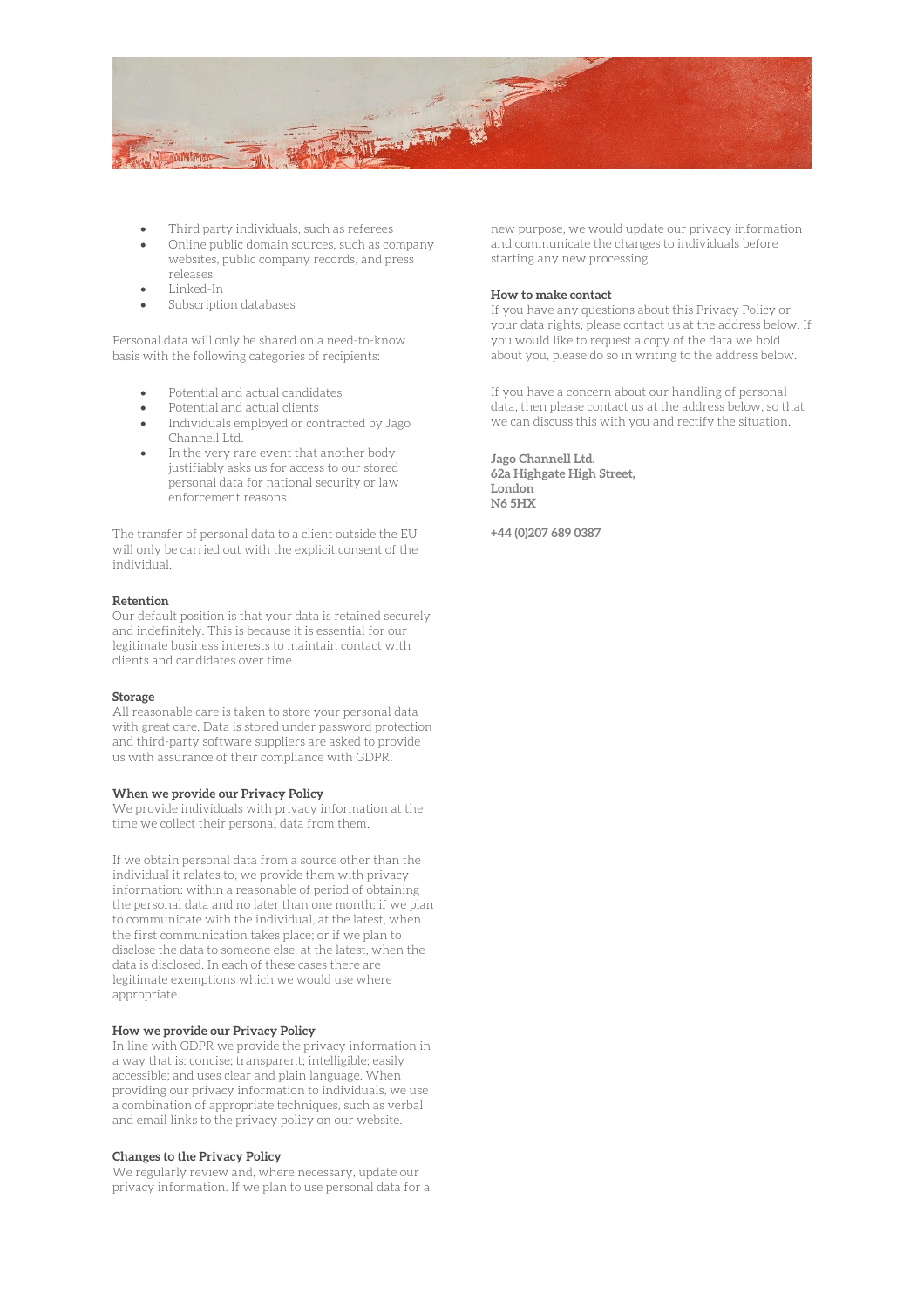- Third party individuals, such as referees
- Online public domain sources, such as company websites, public company records, and press releases
- Linked-In
- Subscription databases

Personal data will only be shared on a need-to-know basis with the following categories of recipients:

- Potential and actual candidates
- Potential and actual clients
- Individuals employed or contracted by Jago Channell Ltd.
- In the very rare event that another body justifiably asks us for access to our stored personal data for national security or law enforcement reasons.

The transfer of personal data to a client outside the EU will only be carried out with the explicit consent of the individual.

**Retention**
Our default position is that your data is retained securely and indefinitely. This is because it is essential for our legitimate business interests to maintain contact with clients and candidates over time.

**Storage**
All reasonable care is taken to store your personal data with great care. Data is stored under password protection and third-party software suppliers are asked to provide us with assurance of their compliance with GDPR.

**When we provide our Privacy Policy**
We provide individuals with privacy information at the time we collect their personal data from them.

If we obtain personal data from a source other than the individual it relates to, we provide them with privacy information: within a reasonable of period of obtaining the personal data and no later than one month; if we plan to communicate with the individual, at the latest, when the first communication takes place; or if we plan to disclose the data to someone else, at the latest, when the data is disclosed. In each of these cases there are legitimate exemptions which we would use where appropriate.

**How we provide our Privacy Policy**
In line with GDPR we provide the privacy information in a way that is: concise; transparent; intelligible; easily accessible; and uses clear and plain language. When providing our privacy information to individuals, we use a combination of appropriate techniques, such as verbal and email links to the privacy policy on our website.

**Changes to the Privacy Policy**
We regularly review and, where necessary, update our privacy information. If we plan to use personal data for a new purpose, we would update our privacy information and communicate the changes to individuals before starting any new processing.

**How to make contact**
If you have any questions about this Privacy Policy or your data rights, please contact us at the address below. If you would like to request a copy of the data we hold about you, please do so in writing to the address below.

If you have a concern about our handling of personal data, then please contact us at the address below, so that we can discuss this with you and rectify the situation.

**Jago Channell Ltd.**
**62a Highgate High Street,**
**London**
**N6 5HX**

**+44 (0)207 689 0387**